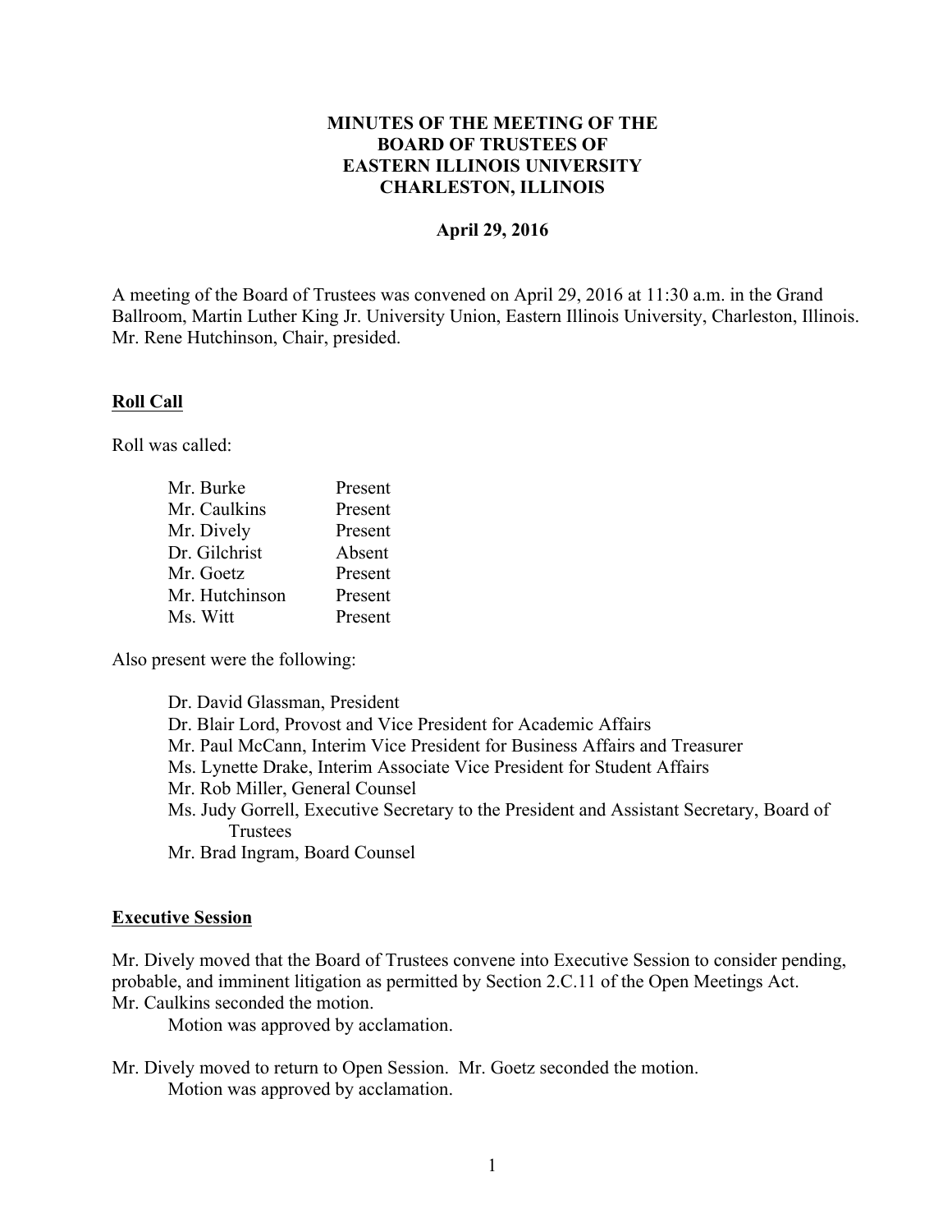# MINUTES OF THE MEETING OF THE BOARD OF TRUSTEES OF EASTERN ILLINOIS UNIVERSITY CHARLESTON, ILLINOIS

**April 29, 2016**

A meeting of the Board of Trustees was convened on April 29, 2016 at 11:30 a.m. in the Grand Ballroom, Martin Luther King Jr. University Union, Eastern Illinois University, Charleston, Illinois. Mr. Rene Hutchinson, Chair, presided.

## Roll Call

Roll was called:

| | |
|---|---|
| Mr. Burke | Present |
| Mr. Caulkins | Present |
| Mr. Dively | Present |
| Dr. Gilchrist | Absent |
| Mr. Goetz | Present |
| Mr. Hutchinson | Present |
| Ms. Witt | Present |

Also present were the following:

- Dr. David Glassman, President
- Dr. Blair Lord, Provost and Vice President for Academic Affairs
- Mr. Paul McCann, Interim Vice President for Business Affairs and Treasurer
- Ms. Lynette Drake, Interim Associate Vice President for Student Affairs
- Mr. Rob Miller, General Counsel
- Ms. Judy Gorrell, Executive Secretary to the President and Assistant Secretary, Board of Trustees
- Mr. Brad Ingram, Board Counsel

## Executive Session

Mr. Dively moved that the Board of Trustees convene into Executive Session to consider pending, probable, and imminent litigation as permitted by Section 2.C.11 of the Open Meetings Act. Mr. Caulkins seconded the motion.

Motion was approved by acclamation.

Mr. Dively moved to return to Open Session. Mr. Goetz seconded the motion.

Motion was approved by acclamation.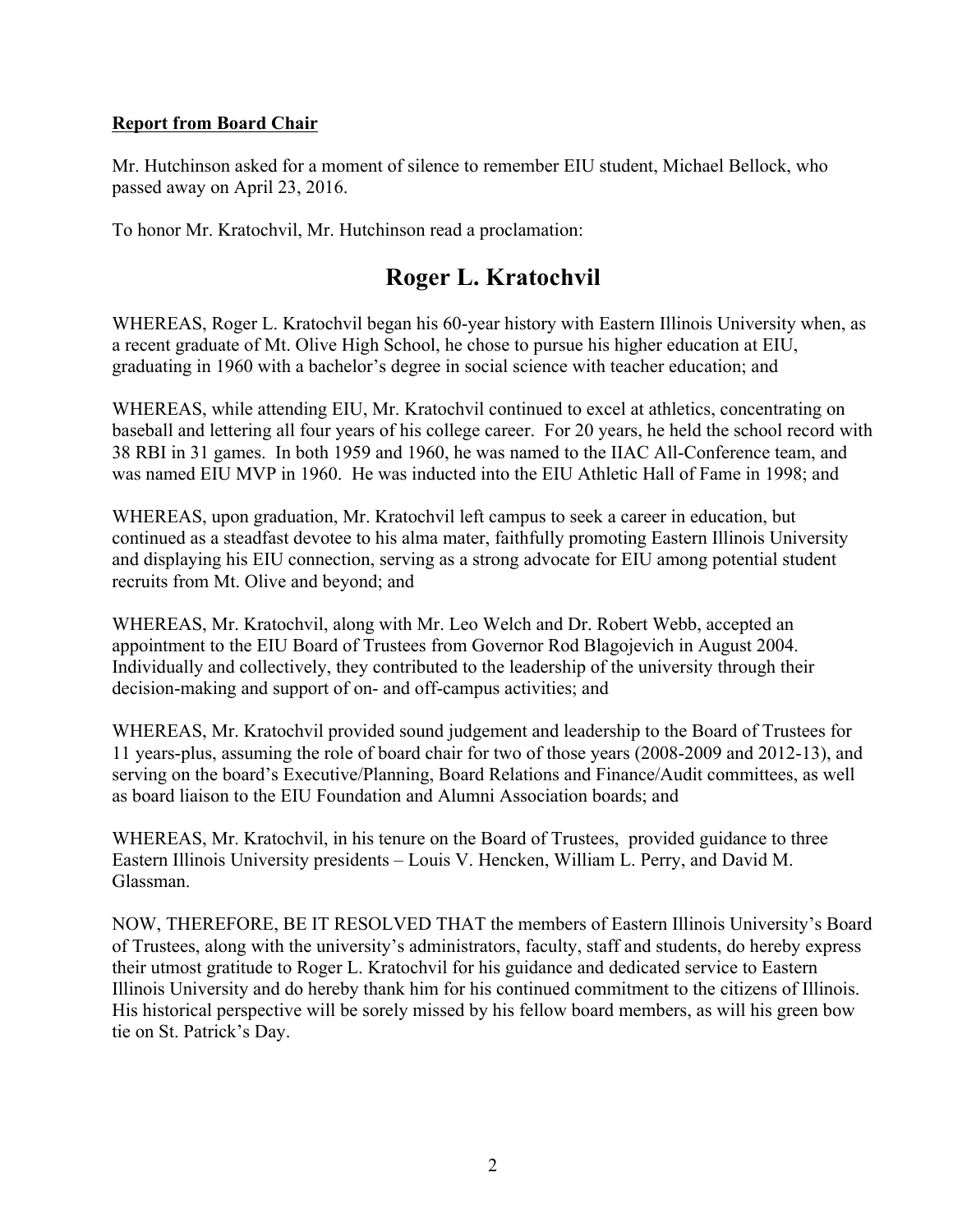**Report from Board Chair**

Mr. Hutchinson asked for a moment of silence to remember EIU student, Michael Bellock, who passed away on April 23, 2016.

To honor Mr. Kratochvil, Mr. Hutchinson read a proclamation:

# Roger L. Kratochvil

WHEREAS, Roger L. Kratochvil began his 60-year history with Eastern Illinois University when, as a recent graduate of Mt. Olive High School, he chose to pursue his higher education at EIU, graduating in 1960 with a bachelor's degree in social science with teacher education; and

WHEREAS, while attending EIU, Mr. Kratochvil continued to excel at athletics, concentrating on baseball and lettering all four years of his college career. For 20 years, he held the school record with 38 RBI in 31 games. In both 1959 and 1960, he was named to the IIAC All-Conference team, and was named EIU MVP in 1960. He was inducted into the EIU Athletic Hall of Fame in 1998; and

WHEREAS, upon graduation, Mr. Kratochvil left campus to seek a career in education, but continued as a steadfast devotee to his alma mater, faithfully promoting Eastern Illinois University and displaying his EIU connection, serving as a strong advocate for EIU among potential student recruits from Mt. Olive and beyond; and

WHEREAS, Mr. Kratochvil, along with Mr. Leo Welch and Dr. Robert Webb, accepted an appointment to the EIU Board of Trustees from Governor Rod Blagojevich in August 2004. Individually and collectively, they contributed to the leadership of the university through their decision-making and support of on- and off-campus activities; and

WHEREAS, Mr. Kratochvil provided sound judgement and leadership to the Board of Trustees for 11 years-plus, assuming the role of board chair for two of those years (2008-2009 and 2012-13), and serving on the board's Executive/Planning, Board Relations and Finance/Audit committees, as well as board liaison to the EIU Foundation and Alumni Association boards; and

WHEREAS, Mr. Kratochvil, in his tenure on the Board of Trustees, provided guidance to three Eastern Illinois University presidents – Louis V. Hencken, William L. Perry, and David M. Glassman.

NOW, THEREFORE, BE IT RESOLVED THAT the members of Eastern Illinois University's Board of Trustees, along with the university's administrators, faculty, staff and students, do hereby express their utmost gratitude to Roger L. Kratochvil for his guidance and dedicated service to Eastern Illinois University and do hereby thank him for his continued commitment to the citizens of Illinois. His historical perspective will be sorely missed by his fellow board members, as will his green bow tie on St. Patrick's Day.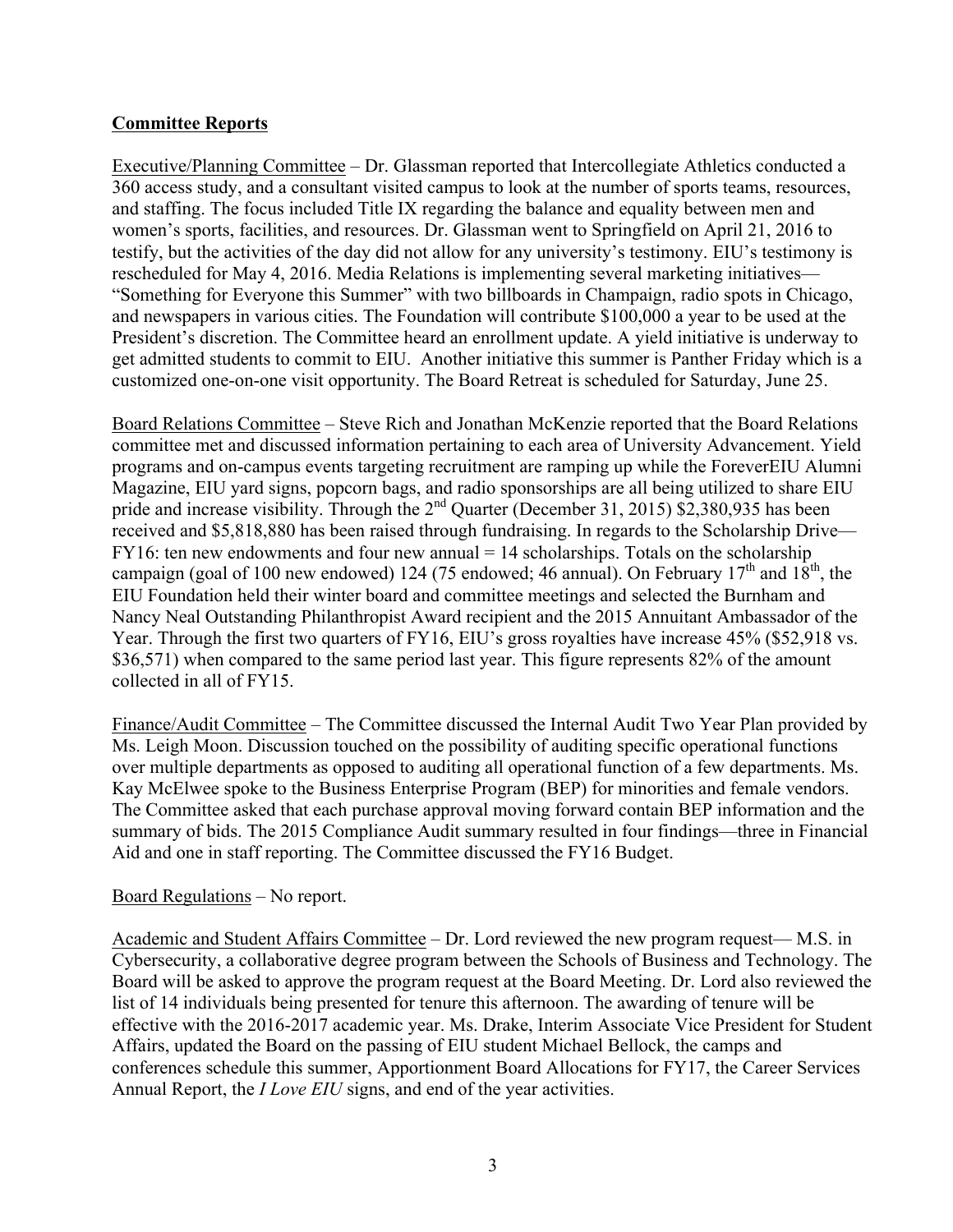**Committee Reports**

Executive/Planning Committee – Dr. Glassman reported that Intercollegiate Athletics conducted a 360 access study, and a consultant visited campus to look at the number of sports teams, resources, and staffing. The focus included Title IX regarding the balance and equality between men and women's sports, facilities, and resources. Dr. Glassman went to Springfield on April 21, 2016 to testify, but the activities of the day did not allow for any university's testimony. EIU's testimony is rescheduled for May 4, 2016. Media Relations is implementing several marketing initiatives—"Something for Everyone this Summer" with two billboards in Champaign, radio spots in Chicago, and newspapers in various cities. The Foundation will contribute $100,000 a year to be used at the President's discretion. The Committee heard an enrollment update. A yield initiative is underway to get admitted students to commit to EIU. Another initiative this summer is Panther Friday which is a customized one-on-one visit opportunity. The Board Retreat is scheduled for Saturday, June 25.

Board Relations Committee – Steve Rich and Jonathan McKenzie reported that the Board Relations committee met and discussed information pertaining to each area of University Advancement. Yield programs and on-campus events targeting recruitment are ramping up while the ForeverEIU Alumni Magazine, EIU yard signs, popcorn bags, and radio sponsorships are all being utilized to share EIU pride and increase visibility. Through the 2nd Quarter (December 31, 2015) $2,380,935 has been received and $5,818,880 has been raised through fundraising. In regards to the Scholarship Drive—FY16: ten new endowments and four new annual = 14 scholarships. Totals on the scholarship campaign (goal of 100 new endowed) 124 (75 endowed; 46 annual). On February 17th and 18th, the EIU Foundation held their winter board and committee meetings and selected the Burnham and Nancy Neal Outstanding Philanthropist Award recipient and the 2015 Annuitant Ambassador of the Year. Through the first two quarters of FY16, EIU's gross royalties have increase 45% ($52,918 vs. $36,571) when compared to the same period last year. This figure represents 82% of the amount collected in all of FY15.

Finance/Audit Committee – The Committee discussed the Internal Audit Two Year Plan provided by Ms. Leigh Moon. Discussion touched on the possibility of auditing specific operational functions over multiple departments as opposed to auditing all operational function of a few departments. Ms. Kay McElwee spoke to the Business Enterprise Program (BEP) for minorities and female vendors. The Committee asked that each purchase approval moving forward contain BEP information and the summary of bids. The 2015 Compliance Audit summary resulted in four findings—three in Financial Aid and one in staff reporting. The Committee discussed the FY16 Budget.

Board Regulations – No report.

Academic and Student Affairs Committee – Dr. Lord reviewed the new program request— M.S. in Cybersecurity, a collaborative degree program between the Schools of Business and Technology. The Board will be asked to approve the program request at the Board Meeting. Dr. Lord also reviewed the list of 14 individuals being presented for tenure this afternoon. The awarding of tenure will be effective with the 2016-2017 academic year. Ms. Drake, Interim Associate Vice President for Student Affairs, updated the Board on the passing of EIU student Michael Bellock, the camps and conferences schedule this summer, Apportionment Board Allocations for FY17, the Career Services Annual Report, the *I Love EIU* signs, and end of the year activities.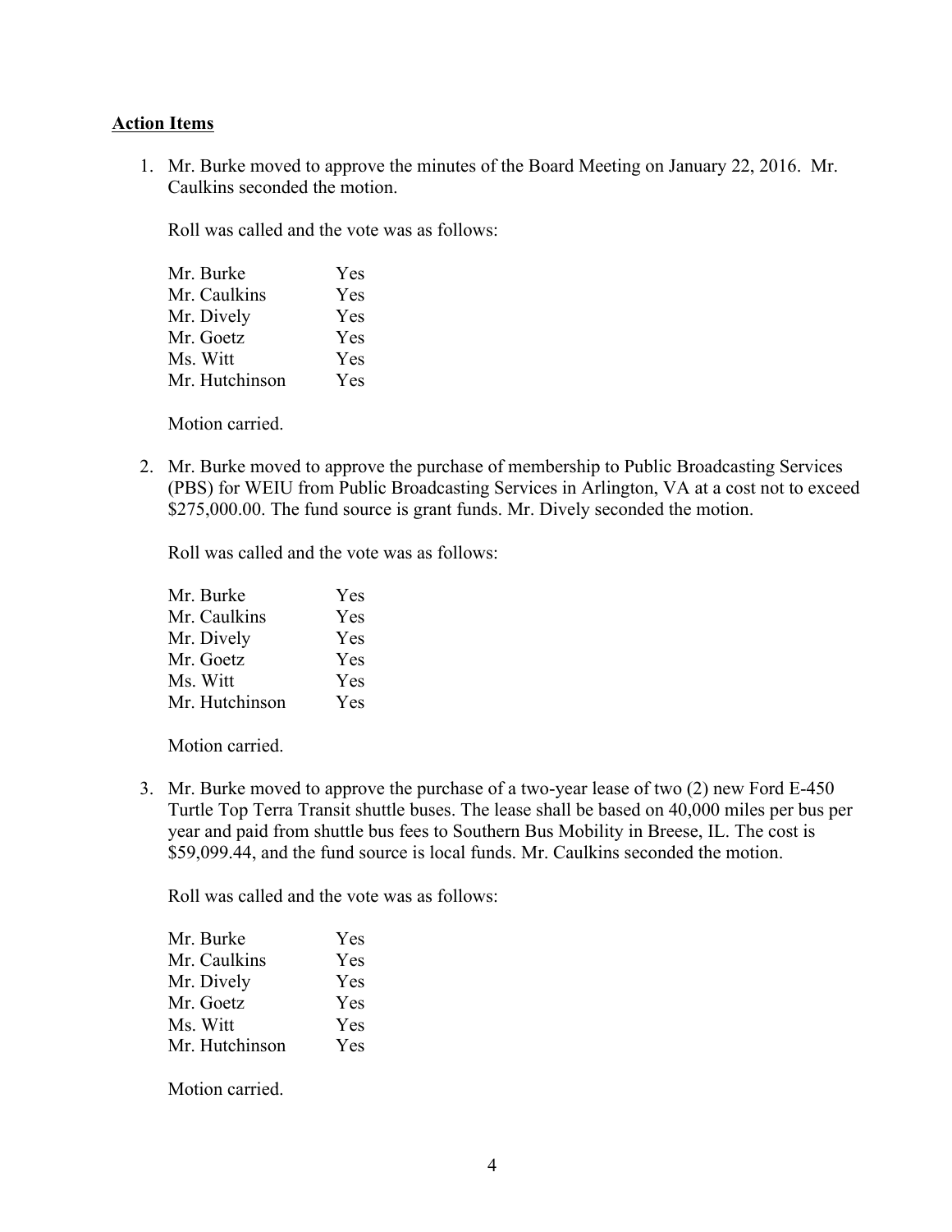**Action Items**

1. Mr. Burke moved to approve the minutes of the Board Meeting on January 22, 2016. Mr. Caulkins seconded the motion.

   Roll was called and the vote was as follows:

   Mr. Burke Yes
   Mr. Caulkins Yes
   Mr. Dively Yes
   Mr. Goetz Yes
   Ms. Witt Yes
   Mr. Hutchinson Yes

   Motion carried.

2. Mr. Burke moved to approve the purchase of membership to Public Broadcasting Services (PBS) for WEIU from Public Broadcasting Services in Arlington, VA at a cost not to exceed $275,000.00. The fund source is grant funds. Mr. Dively seconded the motion.

   Roll was called and the vote was as follows:

   Mr. Burke Yes
   Mr. Caulkins Yes
   Mr. Dively Yes
   Mr. Goetz Yes
   Ms. Witt Yes
   Mr. Hutchinson Yes

   Motion carried.

3. Mr. Burke moved to approve the purchase of a two-year lease of two (2) new Ford E-450 Turtle Top Terra Transit shuttle buses. The lease shall be based on 40,000 miles per bus per year and paid from shuttle bus fees to Southern Bus Mobility in Breese, IL. The cost is $59,099.44, and the fund source is local funds. Mr. Caulkins seconded the motion.

   Roll was called and the vote was as follows:

   Mr. Burke Yes
   Mr. Caulkins Yes
   Mr. Dively Yes
   Mr. Goetz Yes
   Ms. Witt Yes
   Mr. Hutchinson Yes

   Motion carried.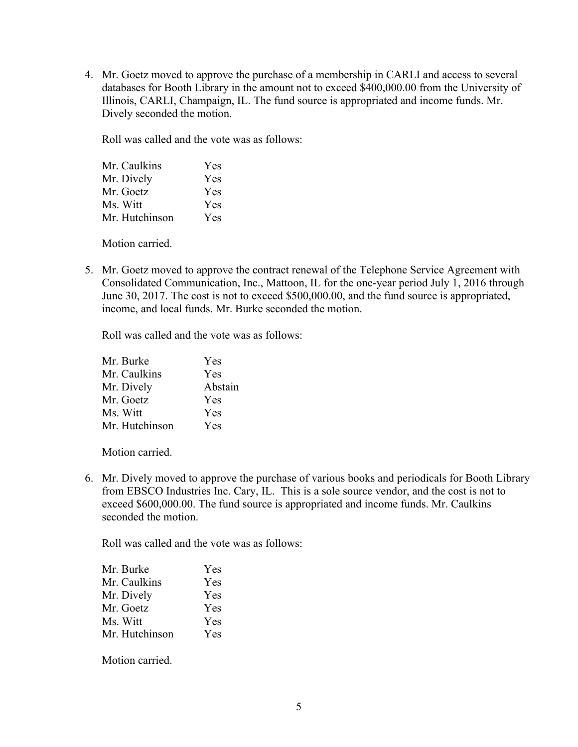4. Mr. Goetz moved to approve the purchase of a membership in CARLI and access to several databases for Booth Library in the amount not to exceed $400,000.00 from the University of Illinois, CARLI, Champaign, IL. The fund source is appropriated and income funds. Mr. Dively seconded the motion.

   Roll was called and the vote was as follows:

   | | |
   |---|---|
   | Mr. Caulkins | Yes |
   | Mr. Dively | Yes |
   | Mr. Goetz | Yes |
   | Ms. Witt | Yes |
   | Mr. Hutchinson | Yes |

   Motion carried.

5. Mr. Goetz moved to approve the contract renewal of the Telephone Service Agreement with Consolidated Communication, Inc., Mattoon, IL for the one-year period July 1, 2016 through June 30, 2017. The cost is not to exceed $500,000.00, and the fund source is appropriated, income, and local funds. Mr. Burke seconded the motion.

   Roll was called and the vote was as follows:

   | | |
   |---|---|
   | Mr. Burke | Yes |
   | Mr. Caulkins | Yes |
   | Mr. Dively | Abstain |
   | Mr. Goetz | Yes |
   | Ms. Witt | Yes |
   | Mr. Hutchinson | Yes |

   Motion carried.

6. Mr. Dively moved to approve the purchase of various books and periodicals for Booth Library from EBSCO Industries Inc. Cary, IL. This is a sole source vendor, and the cost is not to exceed $600,000.00. The fund source is appropriated and income funds. Mr. Caulkins seconded the motion.

   Roll was called and the vote was as follows:

   | | |
   |---|---|
   | Mr. Burke | Yes |
   | Mr. Caulkins | Yes |
   | Mr. Dively | Yes |
   | Mr. Goetz | Yes |
   | Ms. Witt | Yes |
   | Mr. Hutchinson | Yes |

   Motion carried.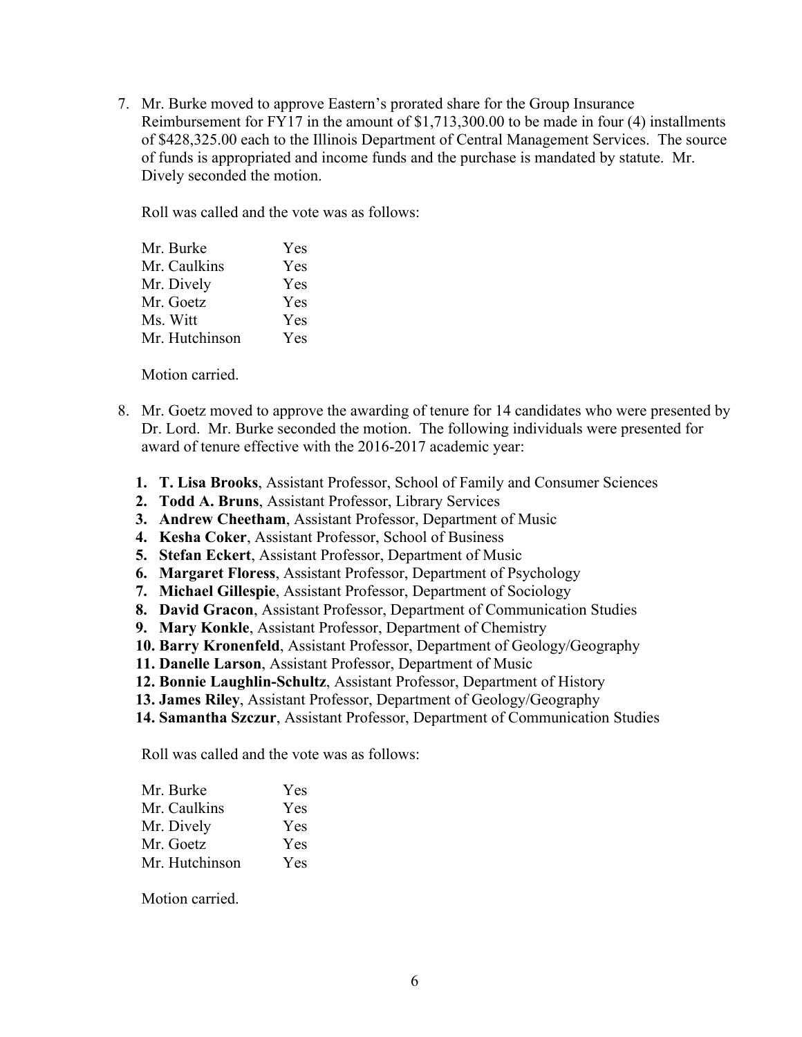7. Mr. Burke moved to approve Eastern's prorated share for the Group Insurance Reimbursement for FY17 in the amount of $1,713,300.00 to be made in four (4) installments of $428,325.00 each to the Illinois Department of Central Management Services. The source of funds is appropriated and income funds and the purchase is mandated by statute. Mr. Dively seconded the motion.

   Roll was called and the vote was as follows:

   | | |
   |---|---|
   | Mr. Burke | Yes |
   | Mr. Caulkins | Yes |
   | Mr. Dively | Yes |
   | Mr. Goetz | Yes |
   | Ms. Witt | Yes |
   | Mr. Hutchinson | Yes |

   Motion carried.

8. Mr. Goetz moved to approve the awarding of tenure for 14 candidates who were presented by Dr. Lord. Mr. Burke seconded the motion. The following individuals were presented for award of tenure effective with the 2016-2017 academic year:

   1. **T. Lisa Brooks**, Assistant Professor, School of Family and Consumer Sciences
   2. **Todd A. Bruns**, Assistant Professor, Library Services
   3. **Andrew Cheetham**, Assistant Professor, Department of Music
   4. **Kesha Coker**, Assistant Professor, School of Business
   5. **Stefan Eckert**, Assistant Professor, Department of Music
   6. **Margaret Floress**, Assistant Professor, Department of Psychology
   7. **Michael Gillespie**, Assistant Professor, Department of Sociology
   8. **David Gracon**, Assistant Professor, Department of Communication Studies
   9. **Mary Konkle**, Assistant Professor, Department of Chemistry
   10. **Barry Kronenfeld**, Assistant Professor, Department of Geology/Geography
   11. **Danelle Larson**, Assistant Professor, Department of Music
   12. **Bonnie Laughlin-Schultz**, Assistant Professor, Department of History
   13. **James Riley**, Assistant Professor, Department of Geology/Geography
   14. **Samantha Szczur**, Assistant Professor, Department of Communication Studies

   Roll was called and the vote was as follows:

   | | |
   |---|---|
   | Mr. Burke | Yes |
   | Mr. Caulkins | Yes |
   | Mr. Dively | Yes |
   | Mr. Goetz | Yes |
   | Mr. Hutchinson | Yes |

   Motion carried.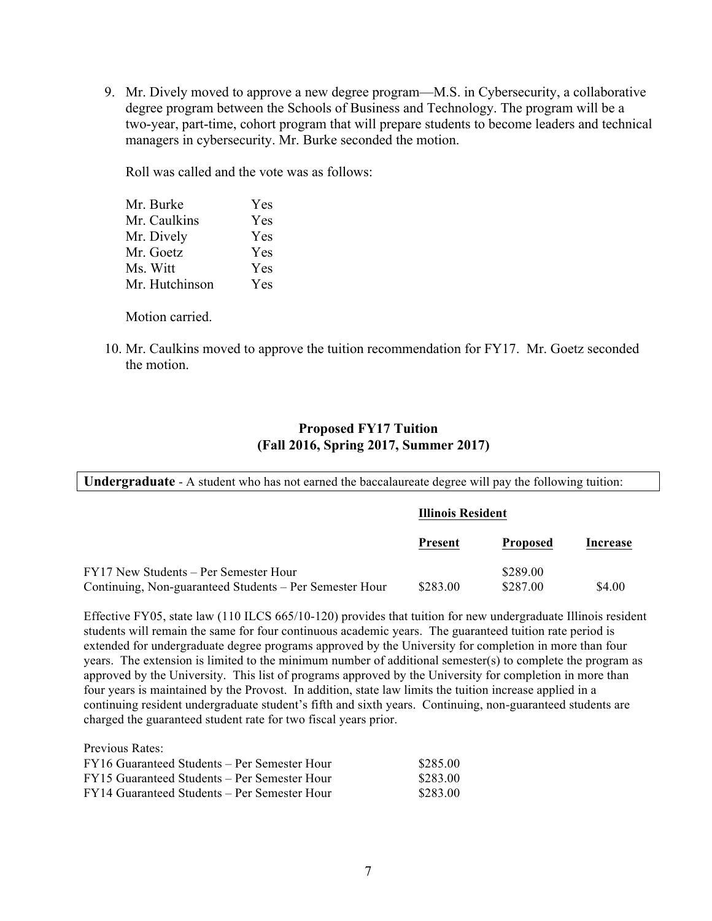9. Mr. Dively moved to approve a new degree program—M.S. in Cybersecurity, a collaborative degree program between the Schools of Business and Technology. The program will be a two-year, part-time, cohort program that will prepare students to become leaders and technical managers in cybersecurity. Mr. Burke seconded the motion.

   Roll was called and the vote was as follows:

   | | |
   |---|---|
   | Mr. Burke | Yes |
   | Mr. Caulkins | Yes |
   | Mr. Dively | Yes |
   | Mr. Goetz | Yes |
   | Ms. Witt | Yes |
   | Mr. Hutchinson | Yes |

   Motion carried.

10. Mr. Caulkins moved to approve the tuition recommendation for FY17. Mr. Goetz seconded the motion.

## Proposed FY17 Tuition
## (Fall 2016, Spring 2017, Summer 2017)

**Undergraduate** - A student who has not earned the baccalaureate degree will pay the following tuition:

| | Illinois Resident | | |
|---|---|---|---|
| | **Present** | **Proposed** | **Increase** |
| FY17 New Students – Per Semester Hour | | $289.00 | |
| Continuing, Non-guaranteed Students – Per Semester Hour | $283.00 | $287.00 | $4.00 |

Effective FY05, state law (110 ILCS 665/10-120) provides that tuition for new undergraduate Illinois resident students will remain the same for four continuous academic years. The guaranteed tuition rate period is extended for undergraduate degree programs approved by the University for completion in more than four years. The extension is limited to the minimum number of additional semester(s) to complete the program as approved by the University. This list of programs approved by the University for completion in more than four years is maintained by the Provost. In addition, state law limits the tuition increase applied in a continuing resident undergraduate student's fifth and sixth years. Continuing, non-guaranteed students are charged the guaranteed student rate for two fiscal years prior.

Previous Rates:

| | |
|---|---|
| FY16 Guaranteed Students – Per Semester Hour | $285.00 |
| FY15 Guaranteed Students – Per Semester Hour | $283.00 |
| FY14 Guaranteed Students – Per Semester Hour | $283.00 |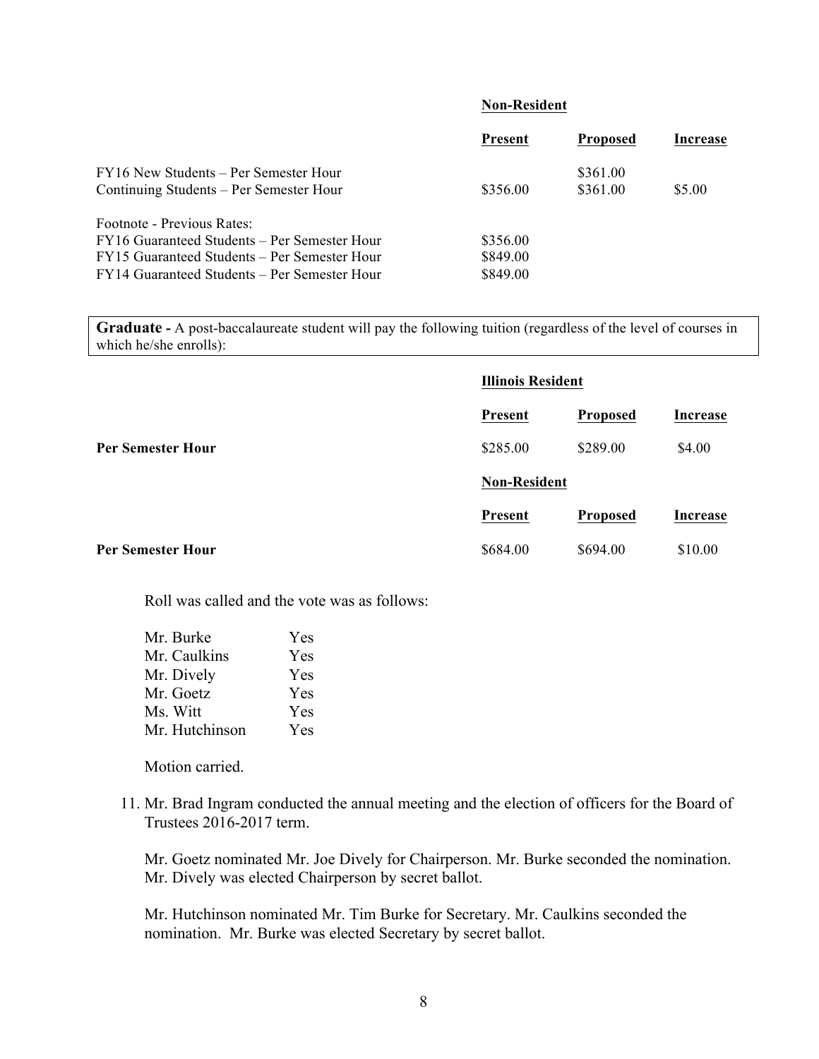| | Non-Resident | | |
|---|---|---|---|
| | **Present** | **Proposed** | **Increase** |
| FY16 New Students – Per Semester Hour | | $361.00 | |
| Continuing Students – Per Semester Hour | $356.00 | $361.00 | $5.00 |
| Footnote - Previous Rates: | | | |
| FY16 Guaranteed Students – Per Semester Hour | $356.00 | | |
| FY15 Guaranteed Students – Per Semester Hour | $849.00 | | |
| FY14 Guaranteed Students – Per Semester Hour | $849.00 | | |

**Graduate -** A post-baccalaureate student will pay the following tuition (regardless of the level of courses in which he/she enrolls):

| | Illinois Resident | | |
|---|---|---|---|
| | **Present** | **Proposed** | **Increase** |
| **Per Semester Hour** | $285.00 | $289.00 | $4.00 |
| | **Non-Resident** | | |
| | **Present** | **Proposed** | **Increase** |
| **Per Semester Hour** | $684.00 | $694.00 | $10.00 |

Roll was called and the vote was as follows:

| | |
|---|---|
| Mr. Burke | Yes |
| Mr. Caulkins | Yes |
| Mr. Dively | Yes |
| Mr. Goetz | Yes |
| Ms. Witt | Yes |
| Mr. Hutchinson | Yes |

Motion carried.

11. Mr. Brad Ingram conducted the annual meeting and the election of officers for the Board of Trustees 2016-2017 term.

    Mr. Goetz nominated Mr. Joe Dively for Chairperson. Mr. Burke seconded the nomination. Mr. Dively was elected Chairperson by secret ballot.

    Mr. Hutchinson nominated Mr. Tim Burke for Secretary. Mr. Caulkins seconded the nomination. Mr. Burke was elected Secretary by secret ballot.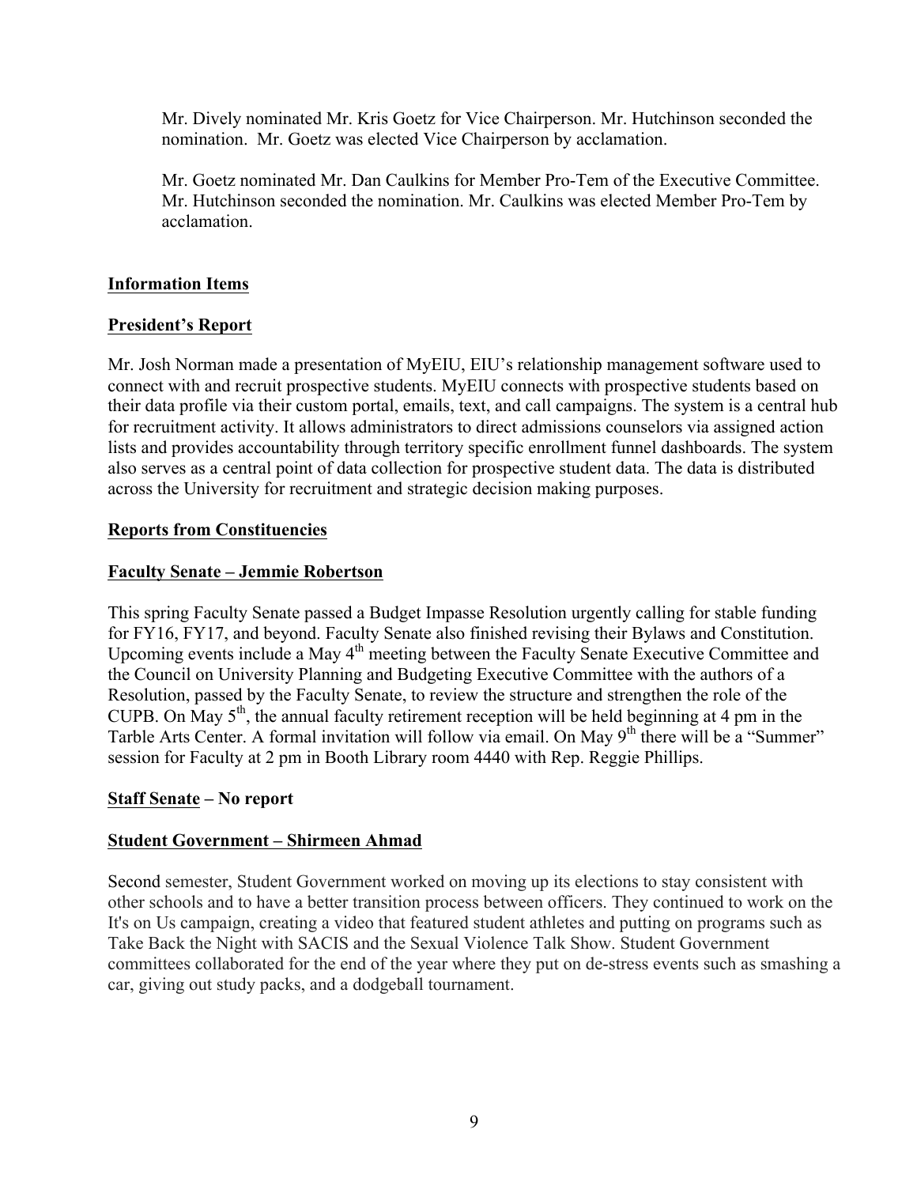Mr. Dively nominated Mr. Kris Goetz for Vice Chairperson. Mr. Hutchinson seconded the nomination. Mr. Goetz was elected Vice Chairperson by acclamation.

Mr. Goetz nominated Mr. Dan Caulkins for Member Pro-Tem of the Executive Committee. Mr. Hutchinson seconded the nomination. Mr. Caulkins was elected Member Pro-Tem by acclamation.

## Information Items

## President's Report

Mr. Josh Norman made a presentation of MyEIU, EIU's relationship management software used to connect with and recruit prospective students. MyEIU connects with prospective students based on their data profile via their custom portal, emails, text, and call campaigns. The system is a central hub for recruitment activity. It allows administrators to direct admissions counselors via assigned action lists and provides accountability through territory specific enrollment funnel dashboards. The system also serves as a central point of data collection for prospective student data. The data is distributed across the University for recruitment and strategic decision making purposes.

## Reports from Constituencies

### Faculty Senate – Jemmie Robertson

This spring Faculty Senate passed a Budget Impasse Resolution urgently calling for stable funding for FY16, FY17, and beyond. Faculty Senate also finished revising their Bylaws and Constitution. Upcoming events include a May 4th meeting between the Faculty Senate Executive Committee and the Council on University Planning and Budgeting Executive Committee with the authors of a Resolution, passed by the Faculty Senate, to review the structure and strengthen the role of the CUPB. On May 5th, the annual faculty retirement reception will be held beginning at 4 pm in the Tarble Arts Center. A formal invitation will follow via email. On May 9th there will be a "Summer" session for Faculty at 2 pm in Booth Library room 4440 with Rep. Reggie Phillips.

### Staff Senate – No report

### Student Government – Shirmeen Ahmad

Second semester, Student Government worked on moving up its elections to stay consistent with other schools and to have a better transition process between officers. They continued to work on the It's on Us campaign, creating a video that featured student athletes and putting on programs such as Take Back the Night with SACIS and the Sexual Violence Talk Show. Student Government committees collaborated for the end of the year where they put on de-stress events such as smashing a car, giving out study packs, and a dodgeball tournament.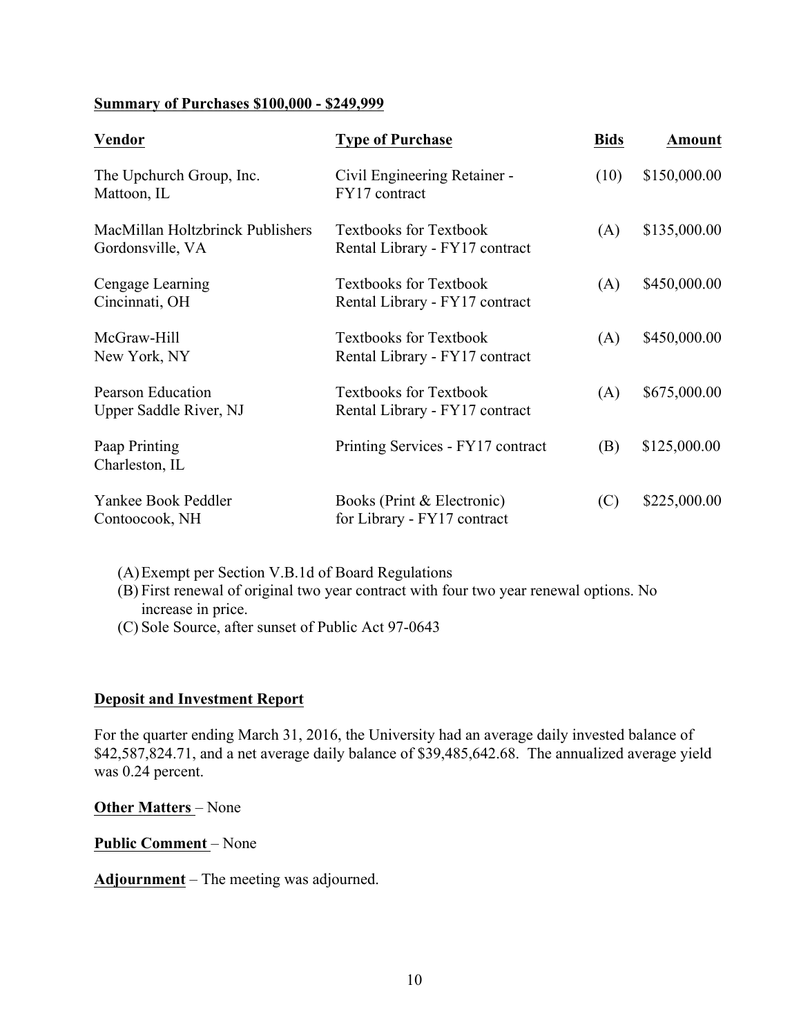**Summary of Purchases $100,000 - $249,999**

| Vendor | Type of Purchase | Bids | Amount |
|---|---|---|---|
| The Upchurch Group, Inc.<br>Mattoon, IL | Civil Engineering Retainer - FY17 contract | (10) | $150,000.00 |
| MacMillan Holtzbrinck Publishers<br>Gordonsville, VA | Textbooks for Textbook Rental Library - FY17 contract | (A) | $135,000.00 |
| Cengage Learning<br>Cincinnati, OH | Textbooks for Textbook Rental Library - FY17 contract | (A) | $450,000.00 |
| McGraw-Hill<br>New York, NY | Textbooks for Textbook Rental Library - FY17 contract | (A) | $450,000.00 |
| Pearson Education<br>Upper Saddle River, NJ | Textbooks for Textbook Rental Library - FY17 contract | (A) | $675,000.00 |
| Paap Printing<br>Charleston, IL | Printing Services - FY17 contract | (B) | $125,000.00 |
| Yankee Book Peddler<br>Contoocook, NH | Books (Print & Electronic) for Library - FY17 contract | (C) | $225,000.00 |

(A) Exempt per Section V.B.1d of Board Regulations
(B) First renewal of original two year contract with four two year renewal options. No increase in price.
(C) Sole Source, after sunset of Public Act 97-0643

**Deposit and Investment Report**

For the quarter ending March 31, 2016, the University had an average daily invested balance of $42,587,824.71, and a net average daily balance of $39,485,642.68. The annualized average yield was 0.24 percent.

**Other Matters** – None

**Public Comment** – None

**Adjournment** – The meeting was adjourned.